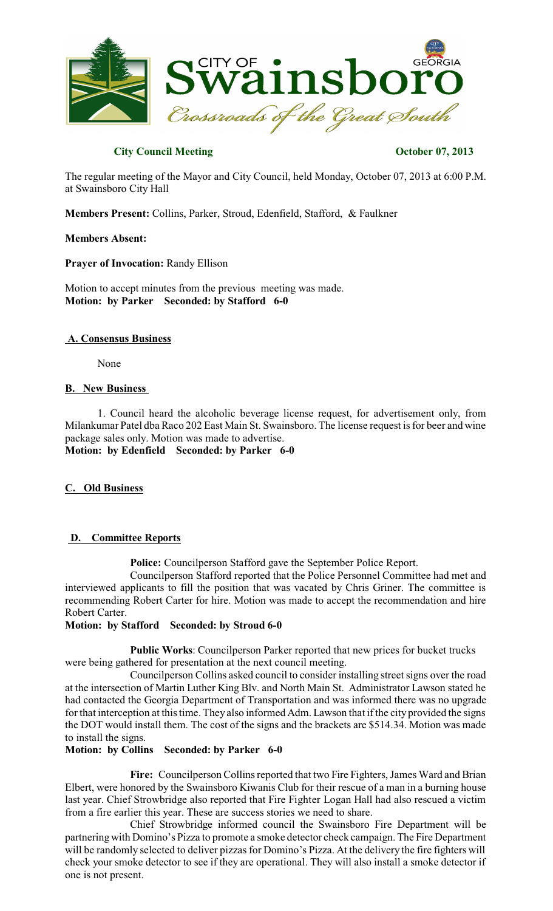# CITY OF Swainsboro GEORGIA

*Crossroads of the Great South*

**City Council Meeting** **October 07, 2013**

The regular meeting of the Mayor and City Council, held Monday, October 07, 2013 at 6:00 P.M. at Swainsboro City Hall

**Members Present:** Collins, Parker, Stroud, Edenfield, Stafford, & Faulkner

**Members Absent:**

**Prayer of Invocation:** Randy Ellison

Motion to accept minutes from the previous meeting was made.
**Motion: by Parker Seconded: by Stafford 6-0**

## A. Consensus Business

None

## B. New Business

1. Council heard the alcoholic beverage license request, for advertisement only, from Milankumar Patel dba Raco 202 East Main St. Swainsboro. The license request is for beer and wine package sales only. Motion was made to advertise.
**Motion: by Edenfield Seconded: by Parker 6-0**

## C. Old Business

## D. Committee Reports

**Police:** Councilperson Stafford gave the September Police Report.

Councilperson Stafford reported that the Police Personnel Committee had met and interviewed applicants to fill the position that was vacated by Chris Griner. The committee is recommending Robert Carter for hire. Motion was made to accept the recommendation and hire Robert Carter.

**Motion: by Stafford Seconded: by Stroud 6-0**

**Public Works**: Councilperson Parker reported that new prices for bucket trucks were being gathered for presentation at the next council meeting.

Councilperson Collins asked council to consider installing street signs over the road at the intersection of Martin Luther King Blv. and North Main St. Administrator Lawson stated he had contacted the Georgia Department of Transportation and was informed there was no upgrade for that interception at this time. They also informed Adm. Lawson that if the city provided the signs the DOT would install them. The cost of the signs and the brackets are $514.34. Motion was made to install the signs.

**Motion: by Collins Seconded: by Parker 6-0**

**Fire:** Councilperson Collins reported that two Fire Fighters, James Ward and Brian Elbert, were honored by the Swainsboro Kiwanis Club for their rescue of a man in a burning house last year. Chief Strowbridge also reported that Fire Fighter Logan Hall had also rescued a victim from a fire earlier this year. These are success stories we need to share.

Chief Strowbridge informed council the Swainsboro Fire Department will be partnering with Domino's Pizza to promote a smoke detector check campaign. The Fire Department will be randomly selected to deliver pizzas for Domino's Pizza. At the delivery the fire fighters will check your smoke detector to see if they are operational. They will also install a smoke detector if one is not present.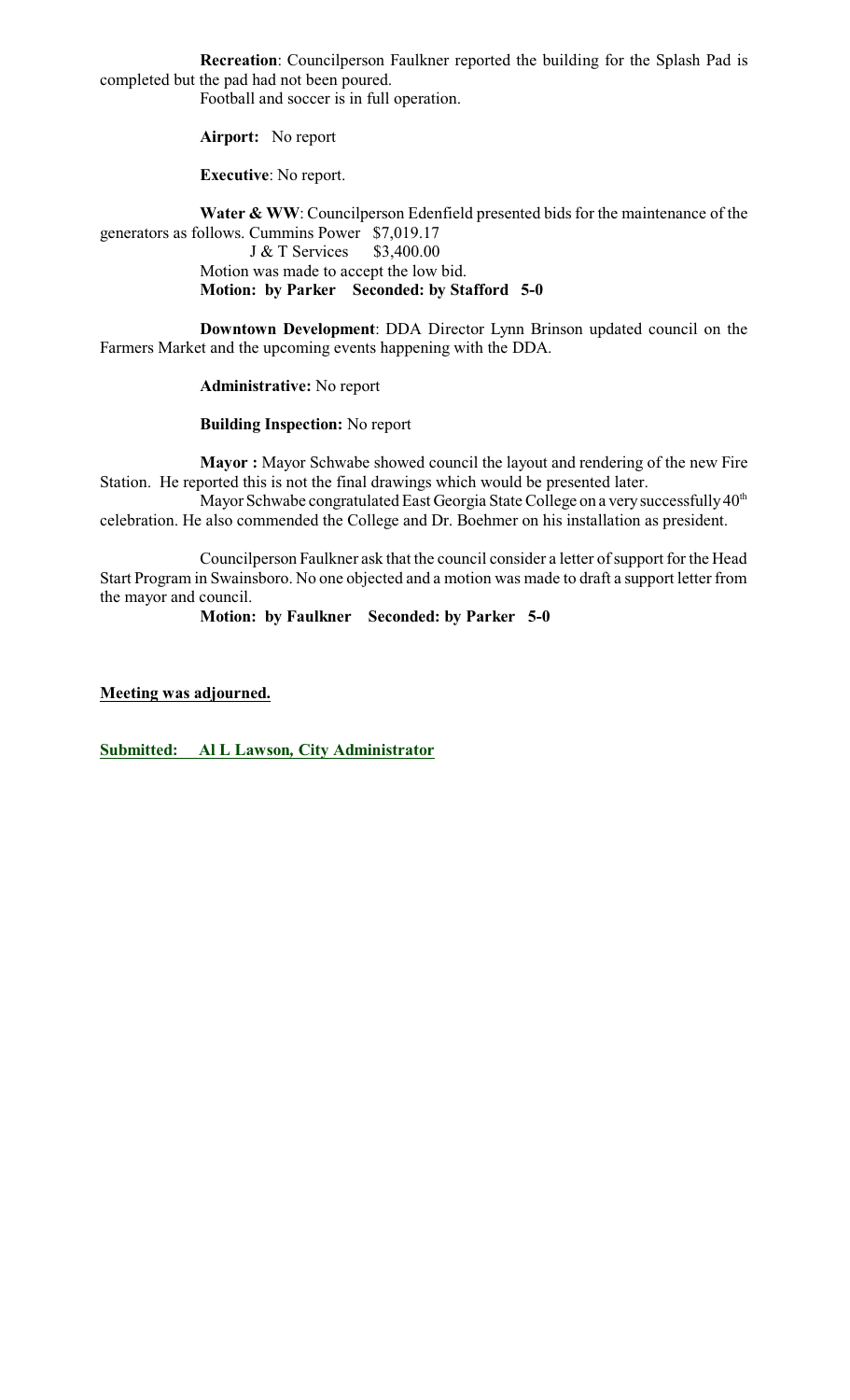**Recreation**: Councilperson Faulkner reported the building for the Splash Pad is completed but the pad had not been poured.

Football and soccer is in full operation.

**Airport:** No report

**Executive**: No report.

**Water & WW**: Councilperson Edenfield presented bids for the maintenance of the generators as follows. Cummins Power $7,019.17

J & T Services $3,400.00

Motion was made to accept the low bid.

**Motion: by Parker Seconded: by Stafford 5-0**

**Downtown Development**: DDA Director Lynn Brinson updated council on the Farmers Market and the upcoming events happening with the DDA.

**Administrative:** No report

**Building Inspection:** No report

**Mayor :** Mayor Schwabe showed council the layout and rendering of the new Fire Station. He reported this is not the final drawings which would be presented later.

Mayor Schwabe congratulated East Georgia State College on a very successfully 40th celebration. He also commended the College and Dr. Boehmer on his installation as president.

Councilperson Faulkner ask that the council consider a letter of support for the Head Start Program in Swainsboro. No one objected and a motion was made to draft a support letter from the mayor and council.

**Motion: by Faulkner Seconded: by Parker 5-0**

**Meeting was adjourned.**

**Submitted: Al L Lawson, City Administrator**